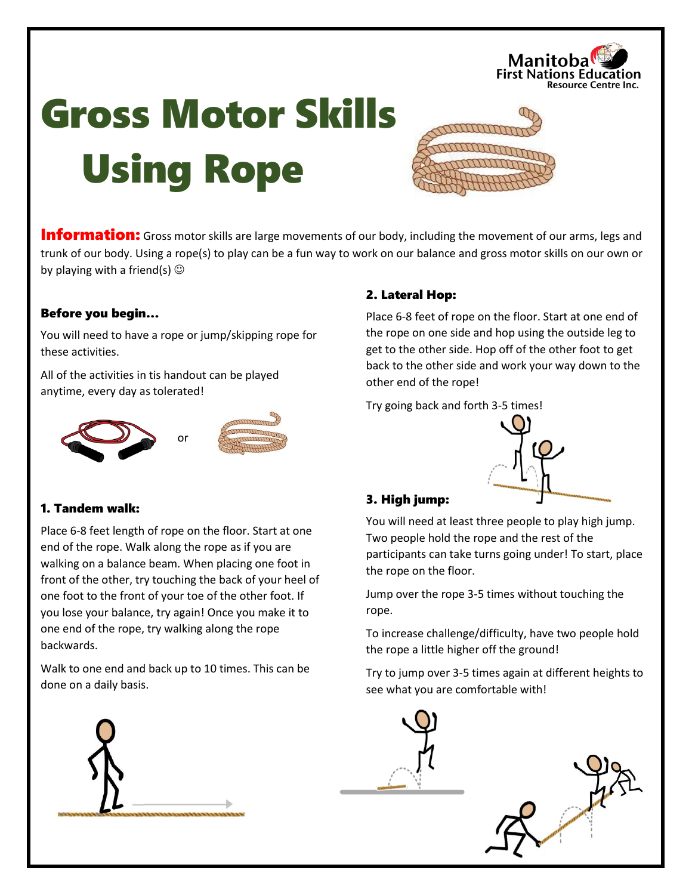# Gross Motor Skills Using Rope

**Information:** Gross motor skills are large movements of our body, including the movement of our arms, legs and trunk of our body. Using a rope(s) to play can be a fun way to work on our balance and gross motor skills on our own or by playing with a friend(s) ☺

### Before you begin...

You will need to have a rope or jump/skipping rope for these activities.

All of the activities in tis handout can be played anytime, every day as tolerated!

or

### 1. Tandem walk:

Place 6-8 feet length of rope on the floor. Start at one end of the rope. Walk along the rope as if you are walking on a balance beam. When placing one foot in front of the other, try touching the back of your heel of one foot to the front of your toe of the other foot. If you lose your balance, try again! Once you make it to one end of the rope, try walking along the rope backwards.

Walk to one end and back up to 10 times. This can be done on a daily basis.

### 2. Lateral Hop:

Place 6-8 feet of rope on the floor. Start at one end of the rope on one side and hop using the outside leg to get to the other side. Hop off of the other foot to get back to the other side and work your way down to the other end of the rope!

Try going back and forth 3-5 times!

### 3. High jump:

You will need at least three people to play high jump. Two people hold the rope and the rest of the participants can take turns going under! To start, place the rope on the floor.

Jump over the rope 3-5 times without touching the rope.

To increase challenge/difficulty, have two people hold the rope a little higher off the ground!

Try to jump over 3-5 times again at different heights to see what you are comfortable with!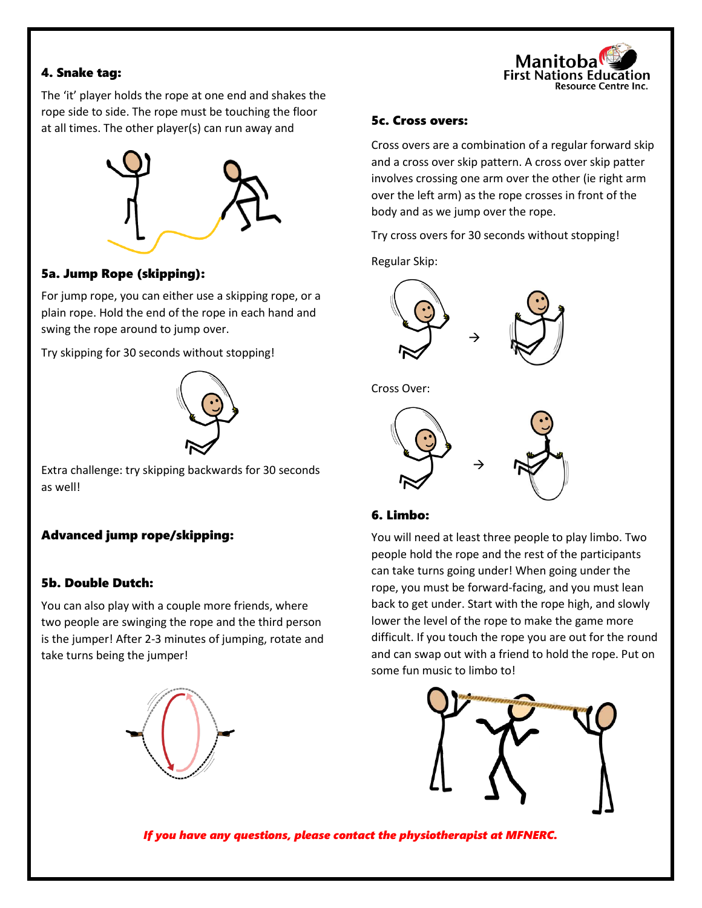#### 4. Snake tag:

The 'it' player holds the rope at one end and shakes the rope side to side. The rope must be touching the floor at all times. The other player(s) can run away and

#### 5a. Jump Rope (skipping):

For jump rope, you can either use a skipping rope, or a plain rope. Hold the end of the rope in each hand and swing the rope around to jump over.

Try skipping for 30 seconds without stopping!

Extra challenge: try skipping backwards for 30 seconds as well!

#### Advanced jump rope/skipping:

#### 5b. Double Dutch:

You can also play with a couple more friends, where two people are swinging the rope and the third person is the jumper! After 2-3 minutes of jumping, rotate and take turns being the jumper!

#### 5c. Cross overs:

Cross overs are a combination of a regular forward skip and a cross over skip pattern. A cross over skip patter involves crossing one arm over the other (ie right arm over the left arm) as the rope crosses in front of the body and as we jump over the rope.

Try cross overs for 30 seconds without stopping!

Regular Skip:

→

Cross Over:

→

#### 6. Limbo:

You will need at least three people to play limbo. Two people hold the rope and the rest of the participants can take turns going under! When going under the rope, you must be forward-facing, and you must lean back to get under. Start with the rope high, and slowly lower the level of the rope to make the game more difficult. If you touch the rope you are out for the round and can swap out with a friend to hold the rope. Put on some fun music to limbo to!

***If you have any questions, please contact the physiotherapist at MFNERC.***